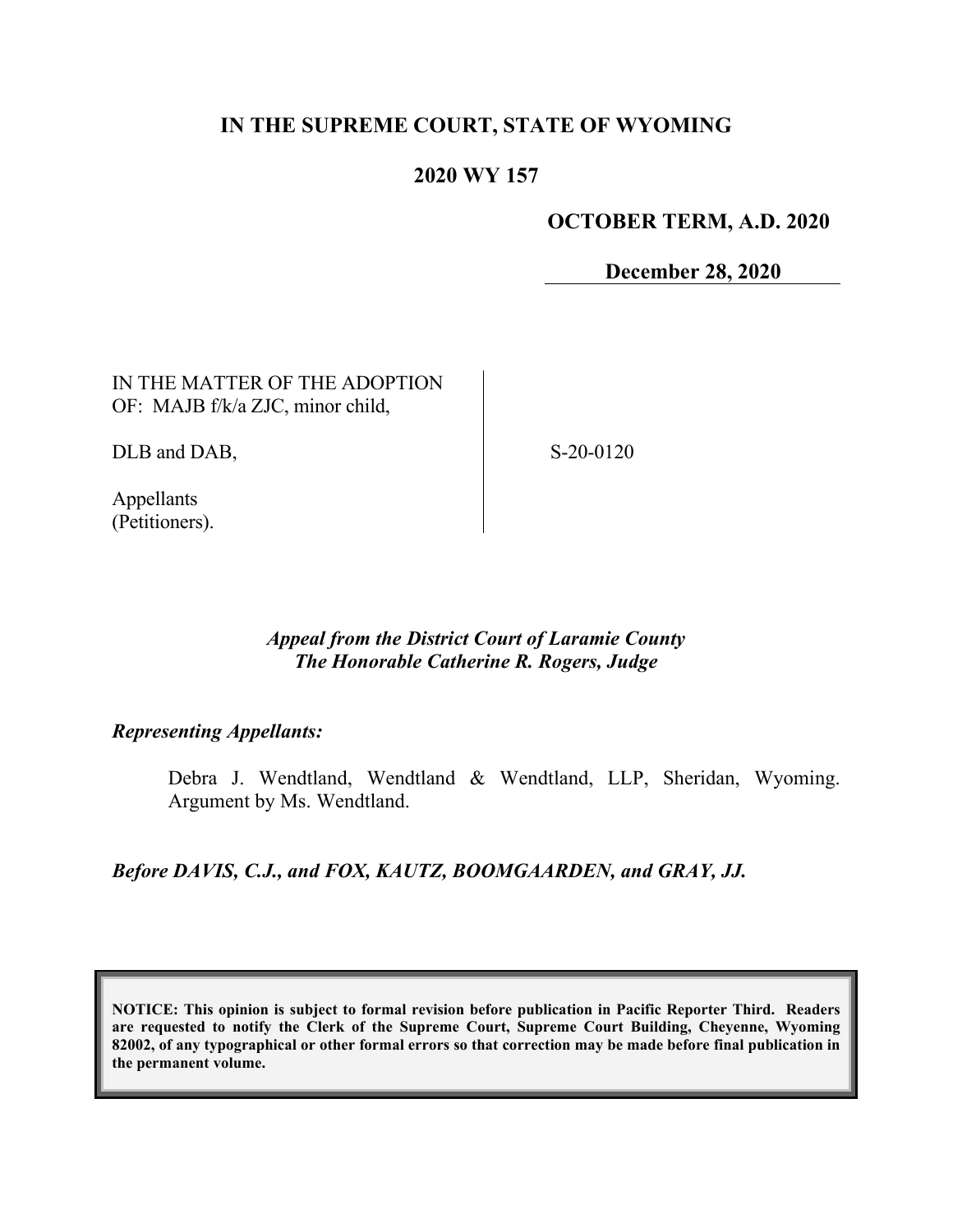**IN THE SUPREME COURT, STATE OF WYOMING**

**2020 WY 157**

**OCTOBER TERM, A.D. 2020**

**December 28, 2020**

IN THE MATTER OF THE ADOPTION OF: MAJB f/k/a ZJC, minor child,

DLB and DAB,

Appellants (Petitioners).

S-20-0120

*Appeal from the District Court of Laramie County*
*The Honorable Catherine R. Rogers, Judge*

***Representing Appellants:***

Debra J. Wendtland, Wendtland & Wendtland, LLP, Sheridan, Wyoming. Argument by Ms. Wendtland.

***Before DAVIS, C.J., and FOX, KAUTZ, BOOMGAARDEN, and GRAY, JJ.***

**NOTICE: This opinion is subject to formal revision before publication in Pacific Reporter Third. Readers are requested to notify the Clerk of the Supreme Court, Supreme Court Building, Cheyenne, Wyoming 82002, of any typographical or other formal errors so that correction may be made before final publication in the permanent volume.**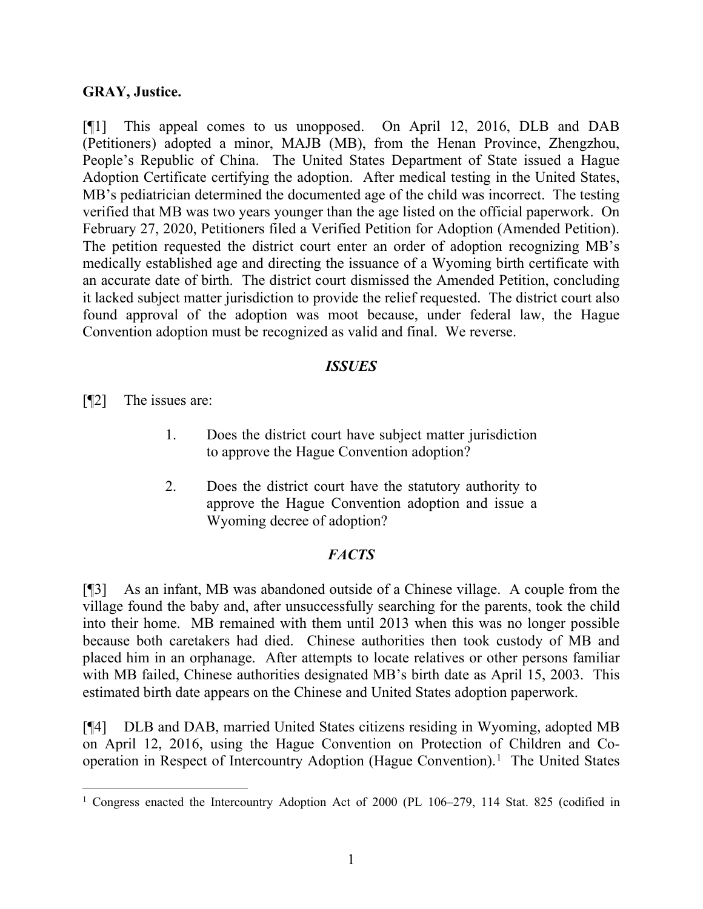**GRAY, Justice.**

[¶1] This appeal comes to us unopposed. On April 12, 2016, DLB and DAB (Petitioners) adopted a minor, MAJB (MB), from the Henan Province, Zhengzhou, People's Republic of China. The United States Department of State issued a Hague Adoption Certificate certifying the adoption. After medical testing in the United States, MB's pediatrician determined the documented age of the child was incorrect. The testing verified that MB was two years younger than the age listed on the official paperwork. On February 27, 2020, Petitioners filed a Verified Petition for Adoption (Amended Petition). The petition requested the district court enter an order of adoption recognizing MB's medically established age and directing the issuance of a Wyoming birth certificate with an accurate date of birth. The district court dismissed the Amended Petition, concluding it lacked subject matter jurisdiction to provide the relief requested. The district court also found approval of the adoption was moot because, under federal law, the Hague Convention adoption must be recognized as valid and final. We reverse.

## *ISSUES*

[¶2] The issues are:

> 1. Does the district court have subject matter jurisdiction to approve the Hague Convention adoption?
>
> 2. Does the district court have the statutory authority to approve the Hague Convention adoption and issue a Wyoming decree of adoption?

## *FACTS*

[¶3] As an infant, MB was abandoned outside of a Chinese village. A couple from the village found the baby and, after unsuccessfully searching for the parents, took the child into their home. MB remained with them until 2013 when this was no longer possible because both caretakers had died. Chinese authorities then took custody of MB and placed him in an orphanage. After attempts to locate relatives or other persons familiar with MB failed, Chinese authorities designated MB's birth date as April 15, 2003. This estimated birth date appears on the Chinese and United States adoption paperwork.

[¶4] DLB and DAB, married United States citizens residing in Wyoming, adopted MB on April 12, 2016, using the Hague Convention on Protection of Children and Co-operation in Respect of Intercountry Adoption (Hague Convention).[1] The United States

---

[1] Congress enacted the Intercountry Adoption Act of 2000 (PL 106–279, 114 Stat. 825 (codified in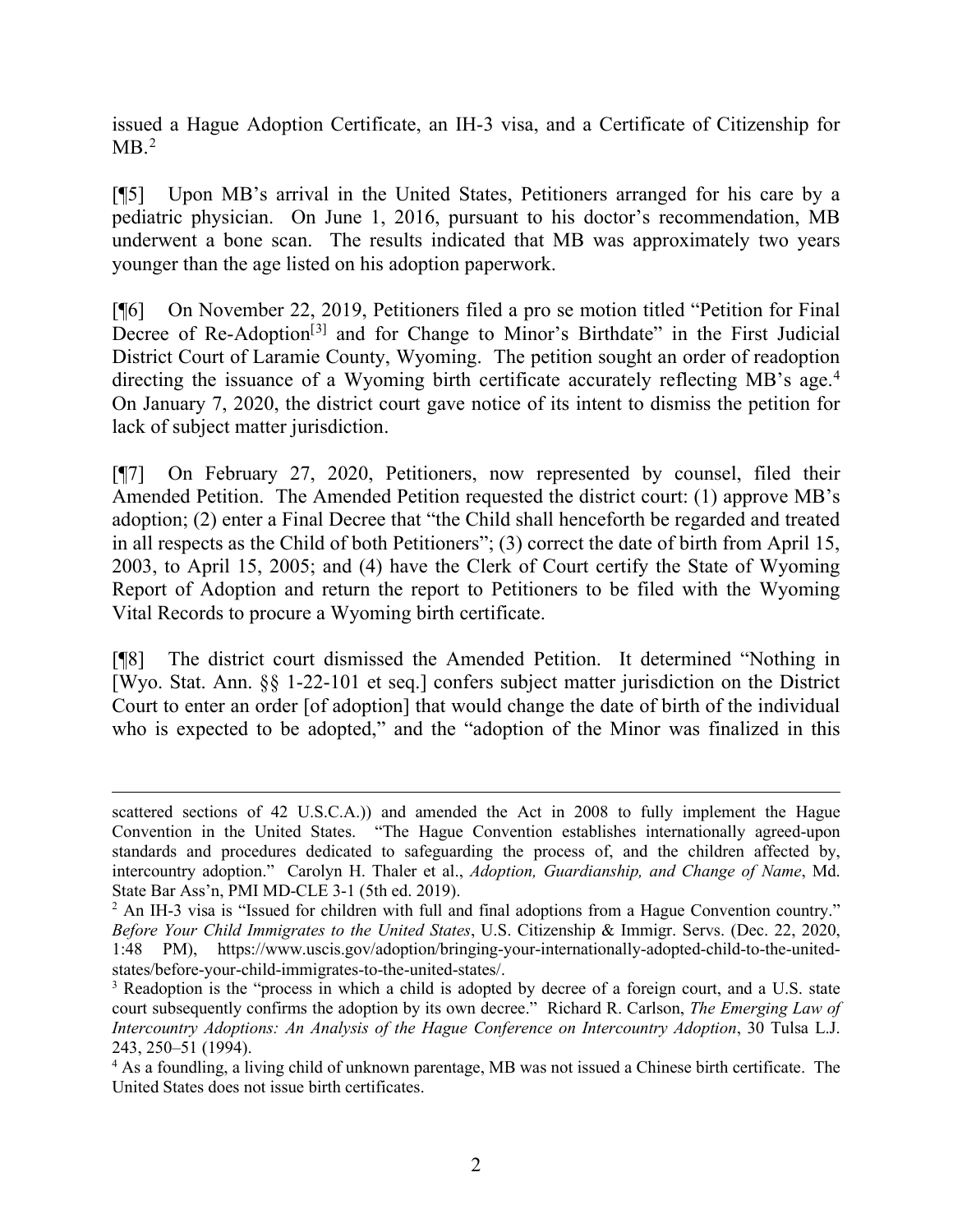issued a Hague Adoption Certificate, an IH-3 visa, and a Certificate of Citizenship for MB.[2]

[¶5] Upon MB's arrival in the United States, Petitioners arranged for his care by a pediatric physician. On June 1, 2016, pursuant to his doctor's recommendation, MB underwent a bone scan. The results indicated that MB was approximately two years younger than the age listed on his adoption paperwork.

[¶6] On November 22, 2019, Petitioners filed a pro se motion titled "Petition for Final Decree of Re-Adoption[3] and for Change to Minor's Birthdate" in the First Judicial District Court of Laramie County, Wyoming. The petition sought an order of readoption directing the issuance of a Wyoming birth certificate accurately reflecting MB's age.[4] On January 7, 2020, the district court gave notice of its intent to dismiss the petition for lack of subject matter jurisdiction.

[¶7] On February 27, 2020, Petitioners, now represented by counsel, filed their Amended Petition. The Amended Petition requested the district court: (1) approve MB's adoption; (2) enter a Final Decree that "the Child shall henceforth be regarded and treated in all respects as the Child of both Petitioners"; (3) correct the date of birth from April 15, 2003, to April 15, 2005; and (4) have the Clerk of Court certify the State of Wyoming Report of Adoption and return the report to Petitioners to be filed with the Wyoming Vital Records to procure a Wyoming birth certificate.

[¶8] The district court dismissed the Amended Petition. It determined "Nothing in [Wyo. Stat. Ann. §§ 1-22-101 et seq.] confers subject matter jurisdiction on the District Court to enter an order [of adoption] that would change the date of birth of the individual who is expected to be adopted," and the "adoption of the Minor was finalized in this

---

scattered sections of 42 U.S.C.A.)) and amended the Act in 2008 to fully implement the Hague Convention in the United States. "The Hague Convention establishes internationally agreed-upon standards and procedures dedicated to safeguarding the process of, and the children affected by, intercountry adoption." Carolyn H. Thaler et al., *Adoption, Guardianship, and Change of Name*, Md. State Bar Ass'n, PMI MD-CLE 3-1 (5th ed. 2019).

[2] An IH-3 visa is "Issued for children with full and final adoptions from a Hague Convention country." *Before Your Child Immigrates to the United States*, U.S. Citizenship & Immigr. Servs. (Dec. 22, 2020, 1:48 PM), https://www.uscis.gov/adoption/bringing-your-internationally-adopted-child-to-the-united-states/before-your-child-immigrates-to-the-united-states/.

[3] Readoption is the "process in which a child is adopted by decree of a foreign court, and a U.S. state court subsequently confirms the adoption by its own decree." Richard R. Carlson, *The Emerging Law of Intercountry Adoptions: An Analysis of the Hague Conference on Intercountry Adoption*, 30 Tulsa L.J. 243, 250–51 (1994).

[4] As a foundling, a living child of unknown parentage, MB was not issued a Chinese birth certificate. The United States does not issue birth certificates.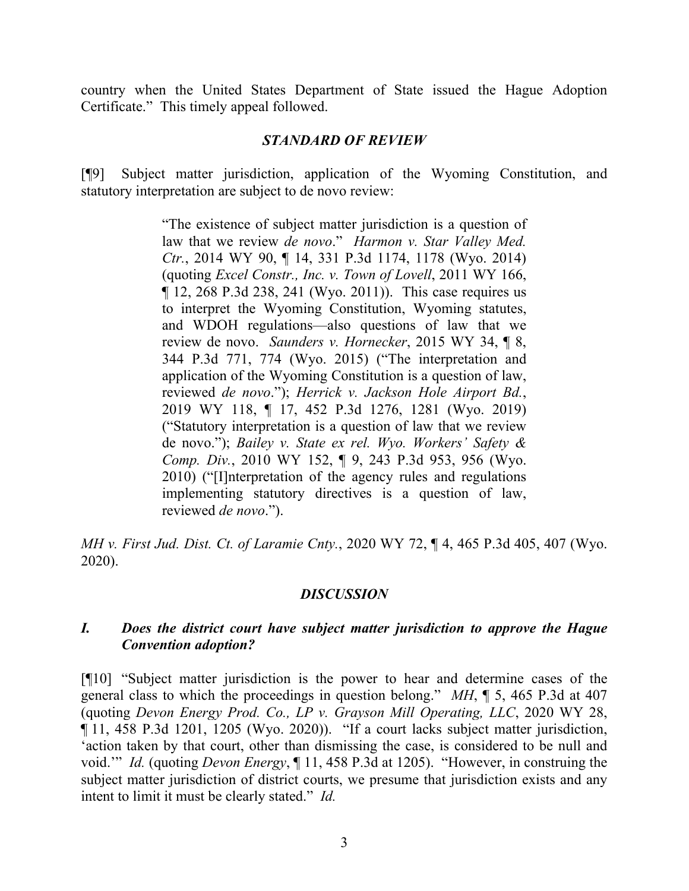country when the United States Department of State issued the Hague Adoption Certificate." This timely appeal followed.

### *STANDARD OF REVIEW*

[¶9] Subject matter jurisdiction, application of the Wyoming Constitution, and statutory interpretation are subject to de novo review:

> "The existence of subject matter jurisdiction is a question of law that we review *de novo*." *Harmon v. Star Valley Med. Ctr.*, 2014 WY 90, ¶ 14, 331 P.3d 1174, 1178 (Wyo. 2014) (quoting *Excel Constr., Inc. v. Town of Lovell*, 2011 WY 166, ¶ 12, 268 P.3d 238, 241 (Wyo. 2011)). This case requires us to interpret the Wyoming Constitution, Wyoming statutes, and WDOH regulations—also questions of law that we review de novo. *Saunders v. Hornecker*, 2015 WY 34, ¶ 8, 344 P.3d 771, 774 (Wyo. 2015) ("The interpretation and application of the Wyoming Constitution is a question of law, reviewed *de novo*."); *Herrick v. Jackson Hole Airport Bd.*, 2019 WY 118, ¶ 17, 452 P.3d 1276, 1281 (Wyo. 2019) ("Statutory interpretation is a question of law that we review de novo."); *Bailey v. State ex rel. Wyo. Workers' Safety & Comp. Div.*, 2010 WY 152, ¶ 9, 243 P.3d 953, 956 (Wyo. 2010) ("[I]nterpretation of the agency rules and regulations implementing statutory directives is a question of law, reviewed *de novo*.").

*MH v. First Jud. Dist. Ct. of Laramie Cnty.*, 2020 WY 72, ¶ 4, 465 P.3d 405, 407 (Wyo. 2020).

### *DISCUSSION*

#### *I. Does the district court have subject matter jurisdiction to approve the Hague Convention adoption?*

[¶10] "Subject matter jurisdiction is the power to hear and determine cases of the general class to which the proceedings in question belong." *MH*, ¶ 5, 465 P.3d at 407 (quoting *Devon Energy Prod. Co., LP v. Grayson Mill Operating, LLC*, 2020 WY 28, ¶ 11, 458 P.3d 1201, 1205 (Wyo. 2020)). "If a court lacks subject matter jurisdiction, 'action taken by that court, other than dismissing the case, is considered to be null and void.'" *Id.* (quoting *Devon Energy*, ¶ 11, 458 P.3d at 1205). "However, in construing the subject matter jurisdiction of district courts, we presume that jurisdiction exists and any intent to limit it must be clearly stated." *Id.*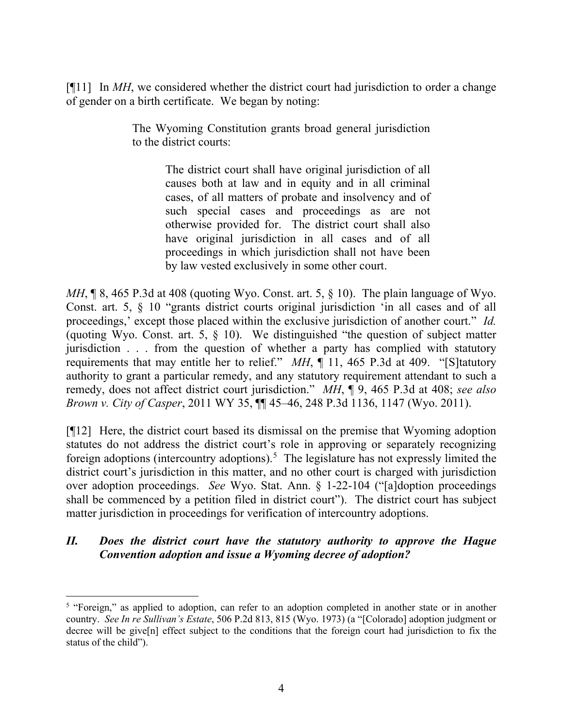[¶11] In *MH*, we considered whether the district court had jurisdiction to order a change of gender on a birth certificate. We began by noting:

> The Wyoming Constitution grants broad general jurisdiction to the district courts:
>
> > The district court shall have original jurisdiction of all causes both at law and in equity and in all criminal cases, of all matters of probate and insolvency and of such special cases and proceedings as are not otherwise provided for. The district court shall also have original jurisdiction in all cases and of all proceedings in which jurisdiction shall not have been by law vested exclusively in some other court.

*MH*, ¶ 8, 465 P.3d at 408 (quoting Wyo. Const. art. 5, § 10). The plain language of Wyo. Const. art. 5, § 10 "grants district courts original jurisdiction 'in all cases and of all proceedings,' except those placed within the exclusive jurisdiction of another court." *Id.* (quoting Wyo. Const. art. 5, § 10). We distinguished "the question of subject matter jurisdiction . . . from the question of whether a party has complied with statutory requirements that may entitle her to relief." *MH*, ¶ 11, 465 P.3d at 409. "[S]tatutory authority to grant a particular remedy, and any statutory requirement attendant to such a remedy, does not affect district court jurisdiction." *MH*, ¶ 9, 465 P.3d at 408; *see also Brown v. City of Casper*, 2011 WY 35, ¶¶ 45–46, 248 P.3d 1136, 1147 (Wyo. 2011).

[¶12] Here, the district court based its dismissal on the premise that Wyoming adoption statutes do not address the district court's role in approving or separately recognizing foreign adoptions (intercountry adoptions).[5] The legislature has not expressly limited the district court's jurisdiction in this matter, and no other court is charged with jurisdiction over adoption proceedings. *See* Wyo. Stat. Ann. § 1-22-104 ("[a]doption proceedings shall be commenced by a petition filed in district court"). The district court has subject matter jurisdiction in proceedings for verification of intercountry adoptions.

### *II. Does the district court have the statutory authority to approve the Hague Convention adoption and issue a Wyoming decree of adoption?*

---

[5] "Foreign," as applied to adoption, can refer to an adoption completed in another state or in another country. *See In re Sullivan's Estate*, 506 P.2d 813, 815 (Wyo. 1973) (a "[Colorado] adoption judgment or decree will be give[n] effect subject to the conditions that the foreign court had jurisdiction to fix the status of the child").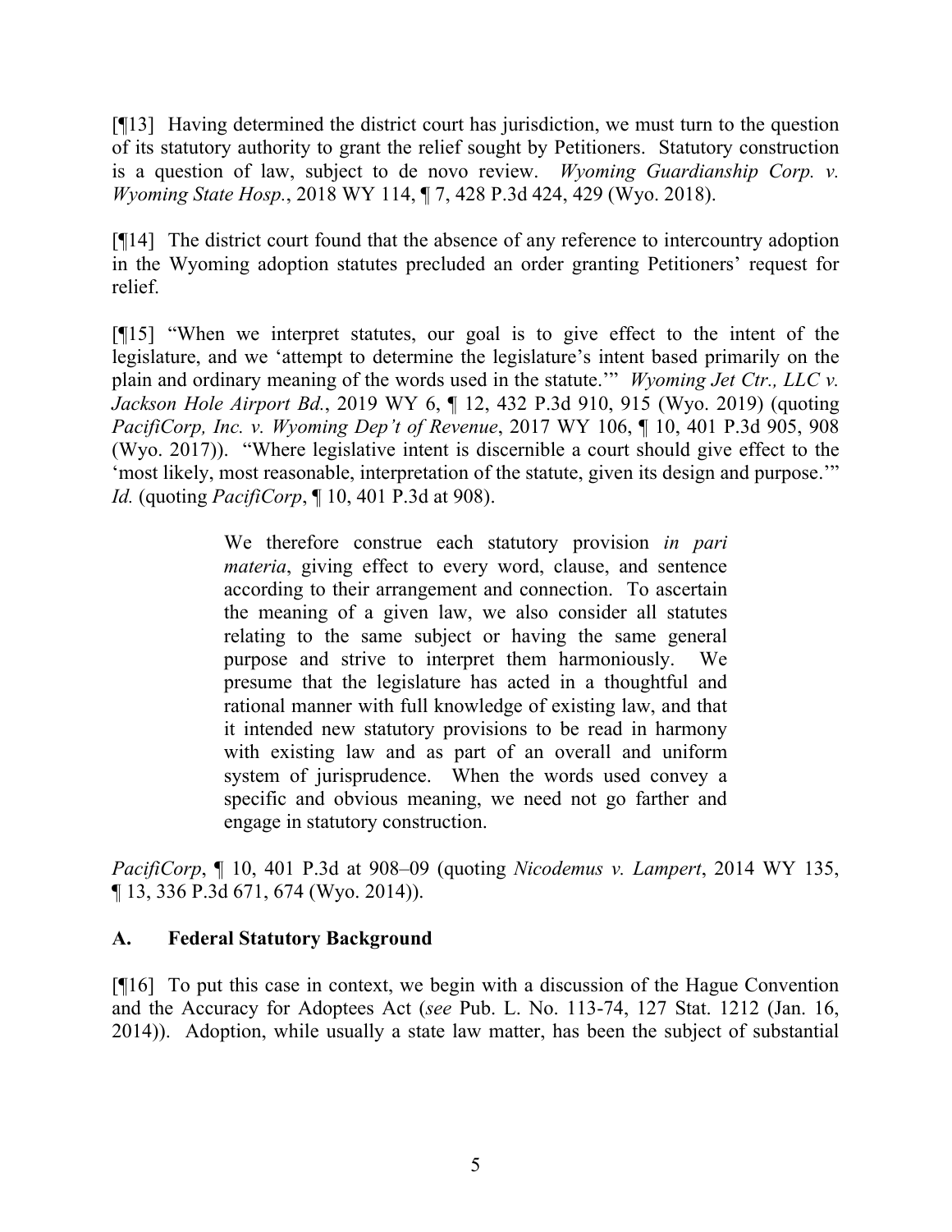[¶13] Having determined the district court has jurisdiction, we must turn to the question of its statutory authority to grant the relief sought by Petitioners. Statutory construction is a question of law, subject to de novo review. *Wyoming Guardianship Corp. v. Wyoming State Hosp.*, 2018 WY 114, ¶ 7, 428 P.3d 424, 429 (Wyo. 2018).

[¶14] The district court found that the absence of any reference to intercountry adoption in the Wyoming adoption statutes precluded an order granting Petitioners' request for relief.

[¶15] "When we interpret statutes, our goal is to give effect to the intent of the legislature, and we 'attempt to determine the legislature's intent based primarily on the plain and ordinary meaning of the words used in the statute.'" *Wyoming Jet Ctr., LLC v. Jackson Hole Airport Bd.*, 2019 WY 6, ¶ 12, 432 P.3d 910, 915 (Wyo. 2019) (quoting *PacifiCorp, Inc. v. Wyoming Dep't of Revenue*, 2017 WY 106, ¶ 10, 401 P.3d 905, 908 (Wyo. 2017)). "Where legislative intent is discernible a court should give effect to the 'most likely, most reasonable, interpretation of the statute, given its design and purpose.'" *Id.* (quoting *PacifiCorp*, ¶ 10, 401 P.3d at 908).

> We therefore construe each statutory provision *in pari materia*, giving effect to every word, clause, and sentence according to their arrangement and connection. To ascertain the meaning of a given law, we also consider all statutes relating to the same subject or having the same general purpose and strive to interpret them harmoniously. We presume that the legislature has acted in a thoughtful and rational manner with full knowledge of existing law, and that it intended new statutory provisions to be read in harmony with existing law and as part of an overall and uniform system of jurisprudence. When the words used convey a specific and obvious meaning, we need not go farther and engage in statutory construction.

*PacifiCorp*, ¶ 10, 401 P.3d at 908–09 (quoting *Nicodemus v. Lampert*, 2014 WY 135, ¶ 13, 336 P.3d 671, 674 (Wyo. 2014)).

## A. Federal Statutory Background

[¶16] To put this case in context, we begin with a discussion of the Hague Convention and the Accuracy for Adoptees Act (*see* Pub. L. No. 113-74, 127 Stat. 1212 (Jan. 16, 2014)). Adoption, while usually a state law matter, has been the subject of substantial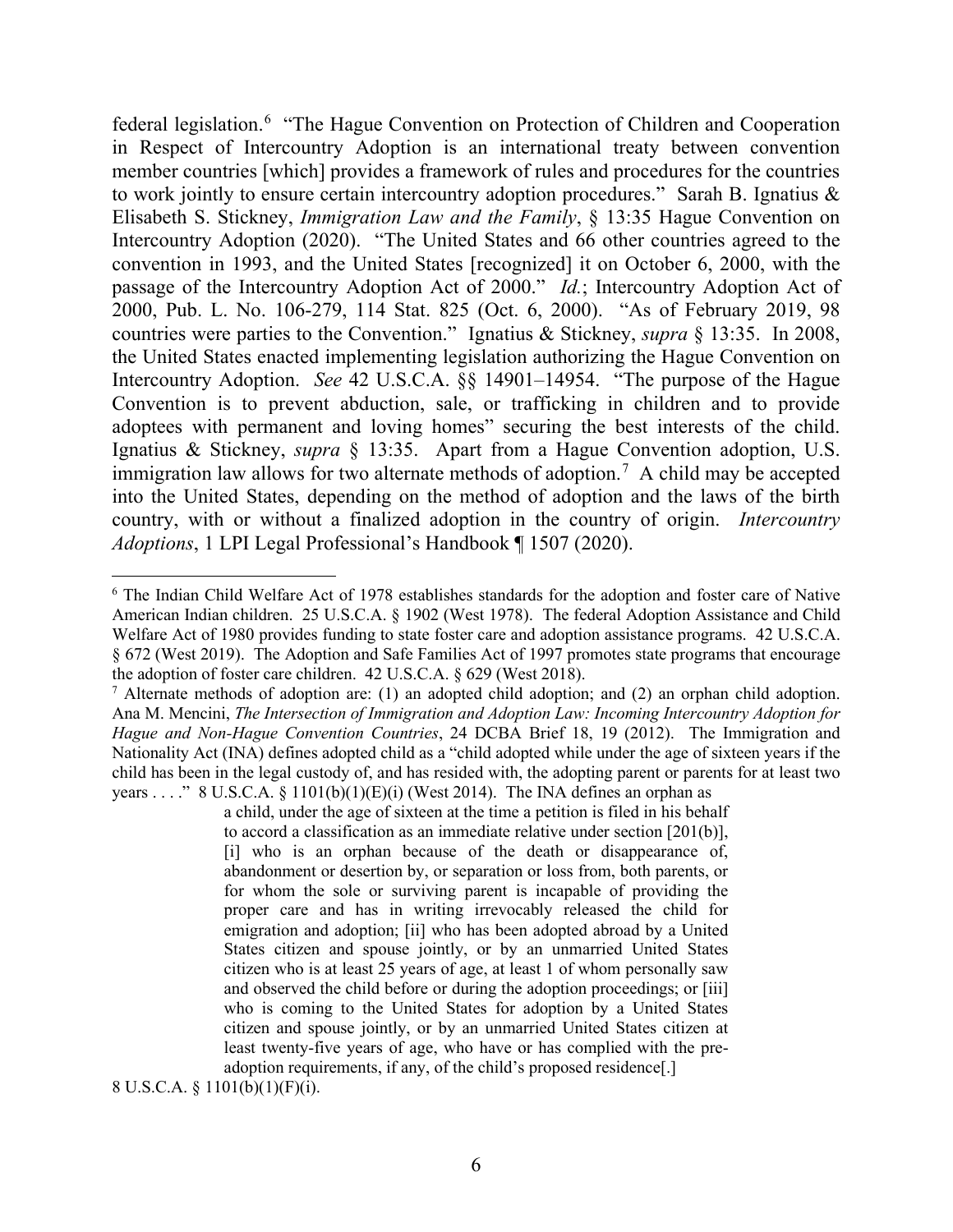federal legislation.[6] "The Hague Convention on Protection of Children and Cooperation in Respect of Intercountry Adoption is an international treaty between convention member countries [which] provides a framework of rules and procedures for the countries to work jointly to ensure certain intercountry adoption procedures." Sarah B. Ignatius & Elisabeth S. Stickney, *Immigration Law and the Family*, § 13:35 Hague Convention on Intercountry Adoption (2020). "The United States and 66 other countries agreed to the convention in 1993, and the United States [recognized] it on October 6, 2000, with the passage of the Intercountry Adoption Act of 2000." *Id.*; Intercountry Adoption Act of 2000, Pub. L. No. 106-279, 114 Stat. 825 (Oct. 6, 2000). "As of February 2019, 98 countries were parties to the Convention." Ignatius & Stickney, *supra* § 13:35. In 2008, the United States enacted implementing legislation authorizing the Hague Convention on Intercountry Adoption. *See* 42 U.S.C.A. §§ 14901–14954. "The purpose of the Hague Convention is to prevent abduction, sale, or trafficking in children and to provide adoptees with permanent and loving homes" securing the best interests of the child. Ignatius & Stickney, *supra* § 13:35. Apart from a Hague Convention adoption, U.S. immigration law allows for two alternate methods of adoption.[7] A child may be accepted into the United States, depending on the method of adoption and the laws of the birth country, with or without a finalized adoption in the country of origin. *Intercountry Adoptions*, 1 LPI Legal Professional's Handbook ¶ 1507 (2020).

---

[6] The Indian Child Welfare Act of 1978 establishes standards for the adoption and foster care of Native American Indian children. 25 U.S.C.A. § 1902 (West 1978). The federal Adoption Assistance and Child Welfare Act of 1980 provides funding to state foster care and adoption assistance programs. 42 U.S.C.A. § 672 (West 2019). The Adoption and Safe Families Act of 1997 promotes state programs that encourage the adoption of foster care children. 42 U.S.C.A. § 629 (West 2018).

[7] Alternate methods of adoption are: (1) an adopted child adoption; and (2) an orphan child adoption. Ana M. Mencini, *The Intersection of Immigration and Adoption Law: Incoming Intercountry Adoption for Hague and Non-Hague Convention Countries*, 24 DCBA Brief 18, 19 (2012). The Immigration and Nationality Act (INA) defines adopted child as a "child adopted while under the age of sixteen years if the child has been in the legal custody of, and has resided with, the adopting parent or parents for at least two years . . . ." 8 U.S.C.A. § 1101(b)(1)(E)(i) (West 2014). The INA defines an orphan as

> a child, under the age of sixteen at the time a petition is filed in his behalf to accord a classification as an immediate relative under section [201(b)], [i] who is an orphan because of the death or disappearance of, abandonment or desertion by, or separation or loss from, both parents, or for whom the sole or surviving parent is incapable of providing the proper care and has in writing irrevocably released the child for emigration and adoption; [ii] who has been adopted abroad by a United States citizen and spouse jointly, or by an unmarried United States citizen who is at least 25 years of age, at least 1 of whom personally saw and observed the child before or during the adoption proceedings; or [iii] who is coming to the United States for adoption by a United States citizen and spouse jointly, or by an unmarried United States citizen at least twenty-five years of age, who have or has complied with the pre-adoption requirements, if any, of the child's proposed residence[.]

8 U.S.C.A. § 1101(b)(1)(F)(i).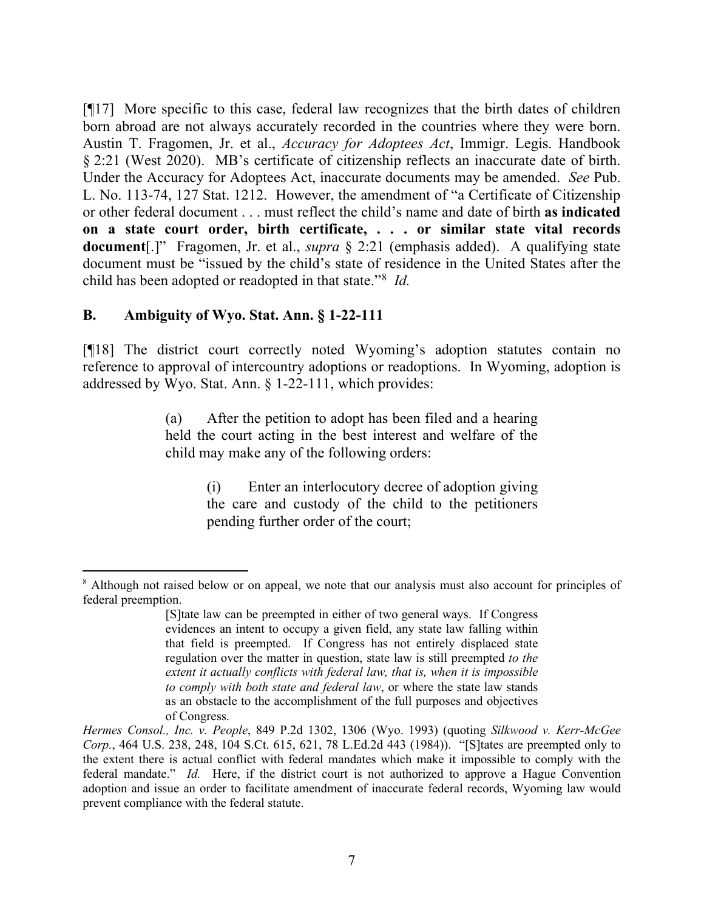[¶17] More specific to this case, federal law recognizes that the birth dates of children born abroad are not always accurately recorded in the countries where they were born. Austin T. Fragomen, Jr. et al., *Accuracy for Adoptees Act*, Immigr. Legis. Handbook § 2:21 (West 2020). MB's certificate of citizenship reflects an inaccurate date of birth. Under the Accuracy for Adoptees Act, inaccurate documents may be amended. *See* Pub. L. No. 113-74, 127 Stat. 1212. However, the amendment of "a Certificate of Citizenship or other federal document . . . must reflect the child's name and date of birth **as indicated on a state court order, birth certificate, . . . or similar state vital records document**[.]" Fragomen, Jr. et al., *supra* § 2:21 (emphasis added). A qualifying state document must be "issued by the child's state of residence in the United States after the child has been adopted or readopted in that state."[8] *Id.*

### B. Ambiguity of Wyo. Stat. Ann. § 1-22-111

[¶18] The district court correctly noted Wyoming's adoption statutes contain no reference to approval of intercountry adoptions or readoptions. In Wyoming, adoption is addressed by Wyo. Stat. Ann. § 1-22-111, which provides:

> (a) After the petition to adopt has been filed and a hearing held the court acting in the best interest and welfare of the child may make any of the following orders:
>
> > (i) Enter an interlocutory decree of adoption giving the care and custody of the child to the petitioners pending further order of the court;

---

[8] Although not raised below or on appeal, we note that our analysis must also account for principles of federal preemption.

> [S]tate law can be preempted in either of two general ways. If Congress evidences an intent to occupy a given field, any state law falling within that field is preempted. If Congress has not entirely displaced state regulation over the matter in question, state law is still preempted *to the extent it actually conflicts with federal law, that is, when it is impossible to comply with both state and federal law*, or where the state law stands as an obstacle to the accomplishment of the full purposes and objectives of Congress.

*Hermes Consol., Inc. v. People*, 849 P.2d 1302, 1306 (Wyo. 1993) (quoting *Silkwood v. Kerr-McGee Corp.*, 464 U.S. 238, 248, 104 S.Ct. 615, 621, 78 L.Ed.2d 443 (1984)). "[S]tates are preempted only to the extent there is actual conflict with federal mandates which make it impossible to comply with the federal mandate." *Id.* Here, if the district court is not authorized to approve a Hague Convention adoption and issue an order to facilitate amendment of inaccurate federal records, Wyoming law would prevent compliance with the federal statute.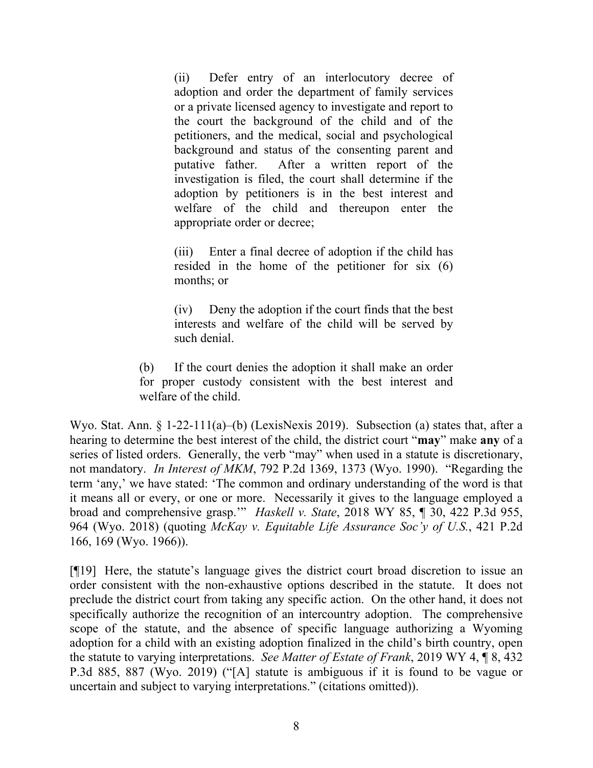> (ii) Defer entry of an interlocutory decree of adoption and order the department of family services or a private licensed agency to investigate and report to the court the background of the child and of the petitioners, and the medical, social and psychological background and status of the consenting parent and putative father. After a written report of the investigation is filed, the court shall determine if the adoption by petitioners is in the best interest and welfare of the child and thereupon enter the appropriate order or decree;
>
> (iii) Enter a final decree of adoption if the child has resided in the home of the petitioner for six (6) months; or
>
> (iv) Deny the adoption if the court finds that the best interests and welfare of the child will be served by such denial.
>
> (b) If the court denies the adoption it shall make an order for proper custody consistent with the best interest and welfare of the child.

Wyo. Stat. Ann. § 1-22-111(a)–(b) (LexisNexis 2019). Subsection (a) states that, after a hearing to determine the best interest of the child, the district court "**may**" make **any** of a series of listed orders. Generally, the verb "may" when used in a statute is discretionary, not mandatory. *In Interest of MKM*, 792 P.2d 1369, 1373 (Wyo. 1990). "Regarding the term 'any,' we have stated: 'The common and ordinary understanding of the word is that it means all or every, or one or more. Necessarily it gives to the language employed a broad and comprehensive grasp.'" *Haskell v. State*, 2018 WY 85, ¶ 30, 422 P.3d 955, 964 (Wyo. 2018) (quoting *McKay v. Equitable Life Assurance Soc'y of U.S.*, 421 P.2d 166, 169 (Wyo. 1966)).

[¶19] Here, the statute's language gives the district court broad discretion to issue an order consistent with the non-exhaustive options described in the statute. It does not preclude the district court from taking any specific action. On the other hand, it does not specifically authorize the recognition of an intercountry adoption. The comprehensive scope of the statute, and the absence of specific language authorizing a Wyoming adoption for a child with an existing adoption finalized in the child's birth country, open the statute to varying interpretations. *See Matter of Estate of Frank*, 2019 WY 4, ¶ 8, 432 P.3d 885, 887 (Wyo. 2019) ("[A] statute is ambiguous if it is found to be vague or uncertain and subject to varying interpretations." (citations omitted)).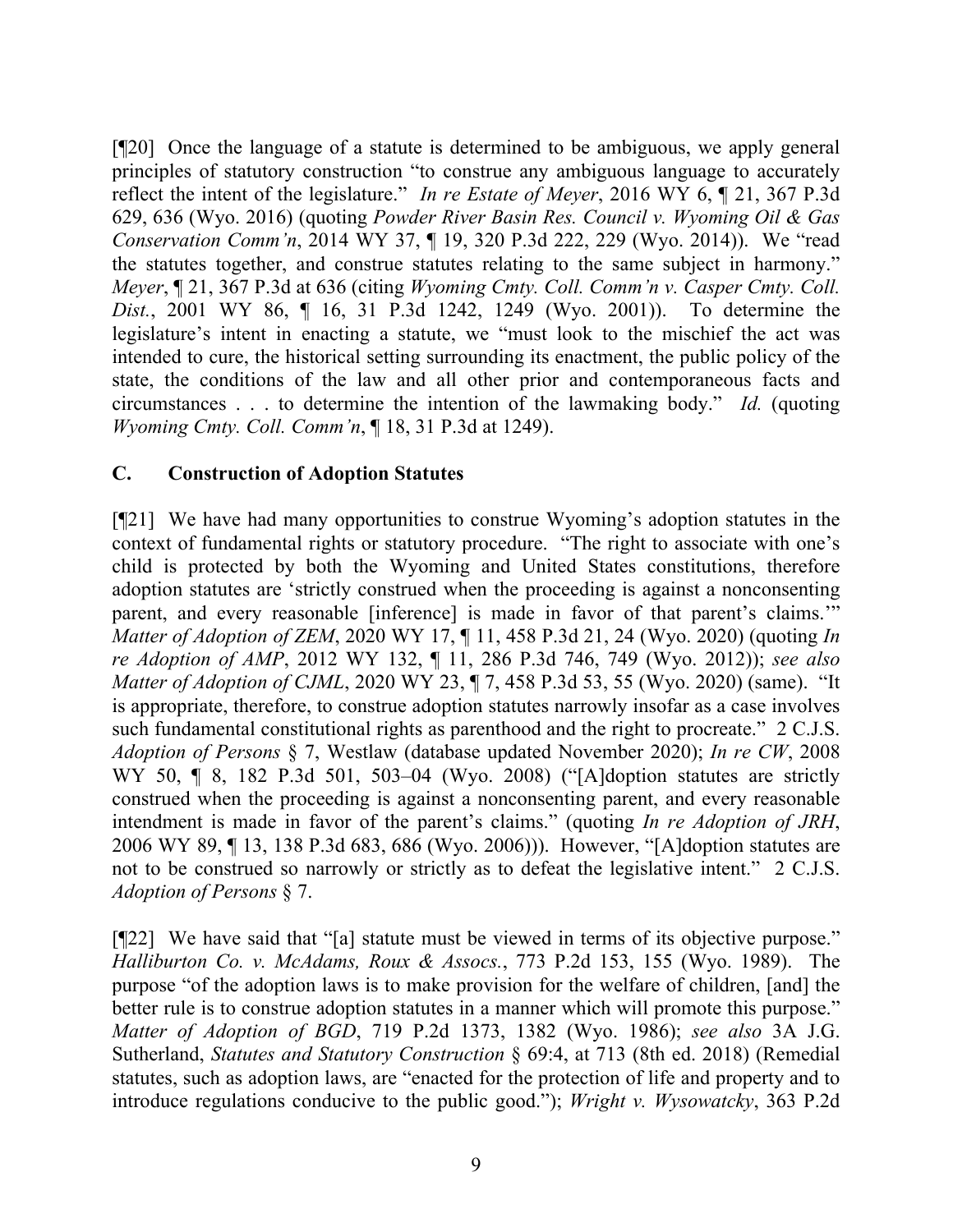[¶20] Once the language of a statute is determined to be ambiguous, we apply general principles of statutory construction "to construe any ambiguous language to accurately reflect the intent of the legislature." *In re Estate of Meyer*, 2016 WY 6, ¶ 21, 367 P.3d 629, 636 (Wyo. 2016) (quoting *Powder River Basin Res. Council v. Wyoming Oil & Gas Conservation Comm'n*, 2014 WY 37, ¶ 19, 320 P.3d 222, 229 (Wyo. 2014)). We "read the statutes together, and construe statutes relating to the same subject in harmony." *Meyer*, ¶ 21, 367 P.3d at 636 (citing *Wyoming Cmty. Coll. Comm'n v. Casper Cmty. Coll. Dist.*, 2001 WY 86, ¶ 16, 31 P.3d 1242, 1249 (Wyo. 2001)). To determine the legislature's intent in enacting a statute, we "must look to the mischief the act was intended to cure, the historical setting surrounding its enactment, the public policy of the state, the conditions of the law and all other prior and contemporaneous facts and circumstances . . . to determine the intention of the lawmaking body." *Id.* (quoting *Wyoming Cmty. Coll. Comm'n*, ¶ 18, 31 P.3d at 1249).

## C. Construction of Adoption Statutes

[¶21] We have had many opportunities to construe Wyoming's adoption statutes in the context of fundamental rights or statutory procedure. "The right to associate with one's child is protected by both the Wyoming and United States constitutions, therefore adoption statutes are 'strictly construed when the proceeding is against a nonconsenting parent, and every reasonable [inference] is made in favor of that parent's claims.'" *Matter of Adoption of ZEM*, 2020 WY 17, ¶ 11, 458 P.3d 21, 24 (Wyo. 2020) (quoting *In re Adoption of AMP*, 2012 WY 132, ¶ 11, 286 P.3d 746, 749 (Wyo. 2012)); *see also Matter of Adoption of CJML*, 2020 WY 23, ¶ 7, 458 P.3d 53, 55 (Wyo. 2020) (same). "It is appropriate, therefore, to construe adoption statutes narrowly insofar as a case involves such fundamental constitutional rights as parenthood and the right to procreate." 2 C.J.S. *Adoption of Persons* § 7, Westlaw (database updated November 2020); *In re CW*, 2008 WY 50, ¶ 8, 182 P.3d 501, 503–04 (Wyo. 2008) ("[A]doption statutes are strictly construed when the proceeding is against a nonconsenting parent, and every reasonable intendment is made in favor of the parent's claims." (quoting *In re Adoption of JRH*, 2006 WY 89, ¶ 13, 138 P.3d 683, 686 (Wyo. 2006))). However, "[A]doption statutes are not to be construed so narrowly or strictly as to defeat the legislative intent." 2 C.J.S. *Adoption of Persons* § 7.

[¶22] We have said that "[a] statute must be viewed in terms of its objective purpose." *Halliburton Co. v. McAdams, Roux & Assocs.*, 773 P.2d 153, 155 (Wyo. 1989). The purpose "of the adoption laws is to make provision for the welfare of children, [and] the better rule is to construe adoption statutes in a manner which will promote this purpose." *Matter of Adoption of BGD*, 719 P.2d 1373, 1382 (Wyo. 1986); *see also* 3A J.G. Sutherland, *Statutes and Statutory Construction* § 69:4, at 713 (8th ed. 2018) (Remedial statutes, such as adoption laws, are "enacted for the protection of life and property and to introduce regulations conducive to the public good."); *Wright v. Wysowatcky*, 363 P.2d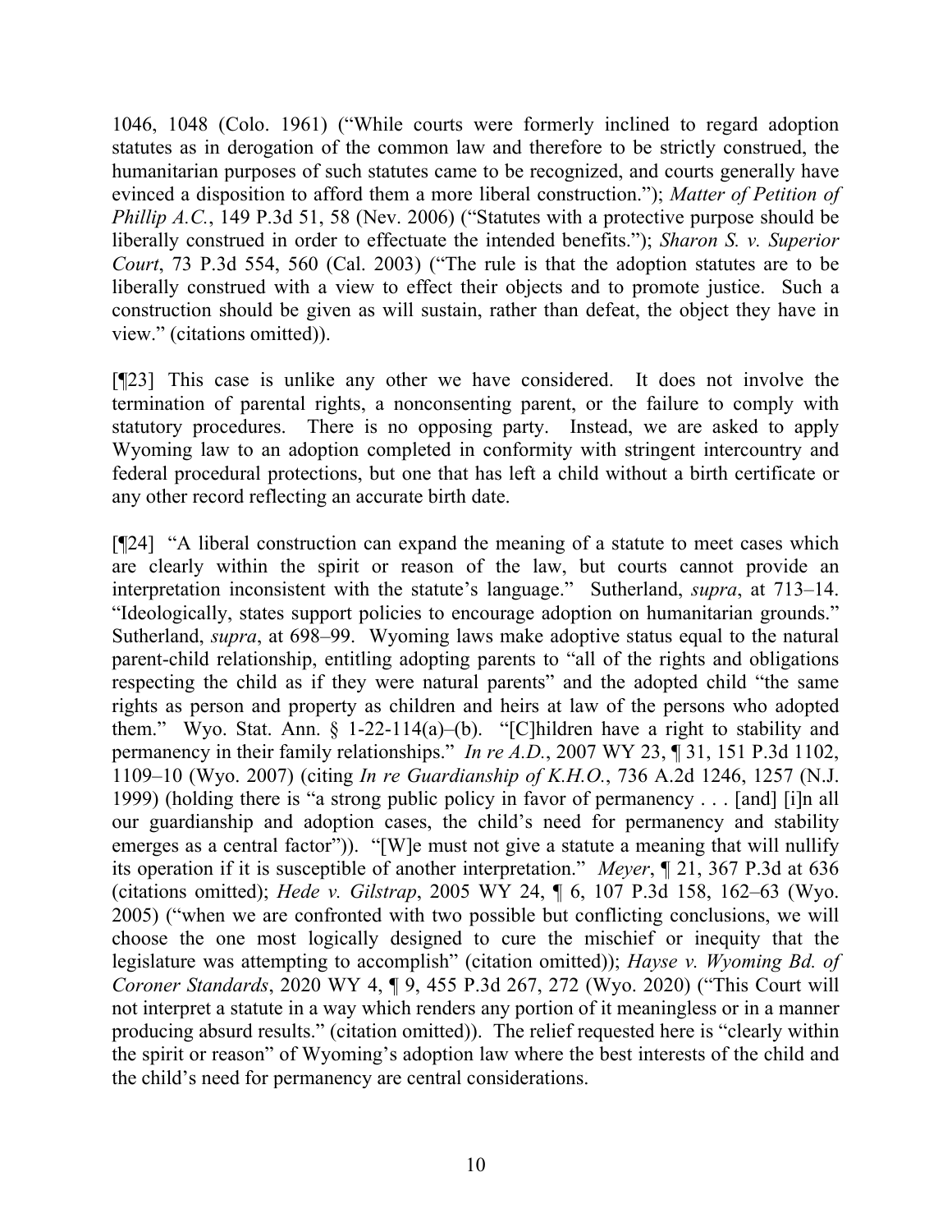1046, 1048 (Colo. 1961) ("While courts were formerly inclined to regard adoption statutes as in derogation of the common law and therefore to be strictly construed, the humanitarian purposes of such statutes came to be recognized, and courts generally have evinced a disposition to afford them a more liberal construction."); *Matter of Petition of Phillip A.C.*, 149 P.3d 51, 58 (Nev. 2006) ("Statutes with a protective purpose should be liberally construed in order to effectuate the intended benefits."); *Sharon S. v. Superior Court*, 73 P.3d 554, 560 (Cal. 2003) ("The rule is that the adoption statutes are to be liberally construed with a view to effect their objects and to promote justice. Such a construction should be given as will sustain, rather than defeat, the object they have in view." (citations omitted)).

[¶23] This case is unlike any other we have considered. It does not involve the termination of parental rights, a nonconsenting parent, or the failure to comply with statutory procedures. There is no opposing party. Instead, we are asked to apply Wyoming law to an adoption completed in conformity with stringent intercountry and federal procedural protections, but one that has left a child without a birth certificate or any other record reflecting an accurate birth date.

[¶24] "A liberal construction can expand the meaning of a statute to meet cases which are clearly within the spirit or reason of the law, but courts cannot provide an interpretation inconsistent with the statute's language." Sutherland, *supra*, at 713–14. "Ideologically, states support policies to encourage adoption on humanitarian grounds." Sutherland, *supra*, at 698–99. Wyoming laws make adoptive status equal to the natural parent-child relationship, entitling adopting parents to "all of the rights and obligations respecting the child as if they were natural parents" and the adopted child "the same rights as person and property as children and heirs at law of the persons who adopted them." Wyo. Stat. Ann. § 1-22-114(a)–(b). "[C]hildren have a right to stability and permanency in their family relationships." *In re A.D.*, 2007 WY 23, ¶ 31, 151 P.3d 1102, 1109–10 (Wyo. 2007) (citing *In re Guardianship of K.H.O.*, 736 A.2d 1246, 1257 (N.J. 1999) (holding there is "a strong public policy in favor of permanency . . . [and] [i]n all our guardianship and adoption cases, the child's need for permanency and stability emerges as a central factor")). "[W]e must not give a statute a meaning that will nullify its operation if it is susceptible of another interpretation." *Meyer*, ¶ 21, 367 P.3d at 636 (citations omitted); *Hede v. Gilstrap*, 2005 WY 24, ¶ 6, 107 P.3d 158, 162–63 (Wyo. 2005) ("when we are confronted with two possible but conflicting conclusions, we will choose the one most logically designed to cure the mischief or inequity that the legislature was attempting to accomplish" (citation omitted)); *Hayse v. Wyoming Bd. of Coroner Standards*, 2020 WY 4, ¶ 9, 455 P.3d 267, 272 (Wyo. 2020) ("This Court will not interpret a statute in a way which renders any portion of it meaningless or in a manner producing absurd results." (citation omitted)). The relief requested here is "clearly within the spirit or reason" of Wyoming's adoption law where the best interests of the child and the child's need for permanency are central considerations.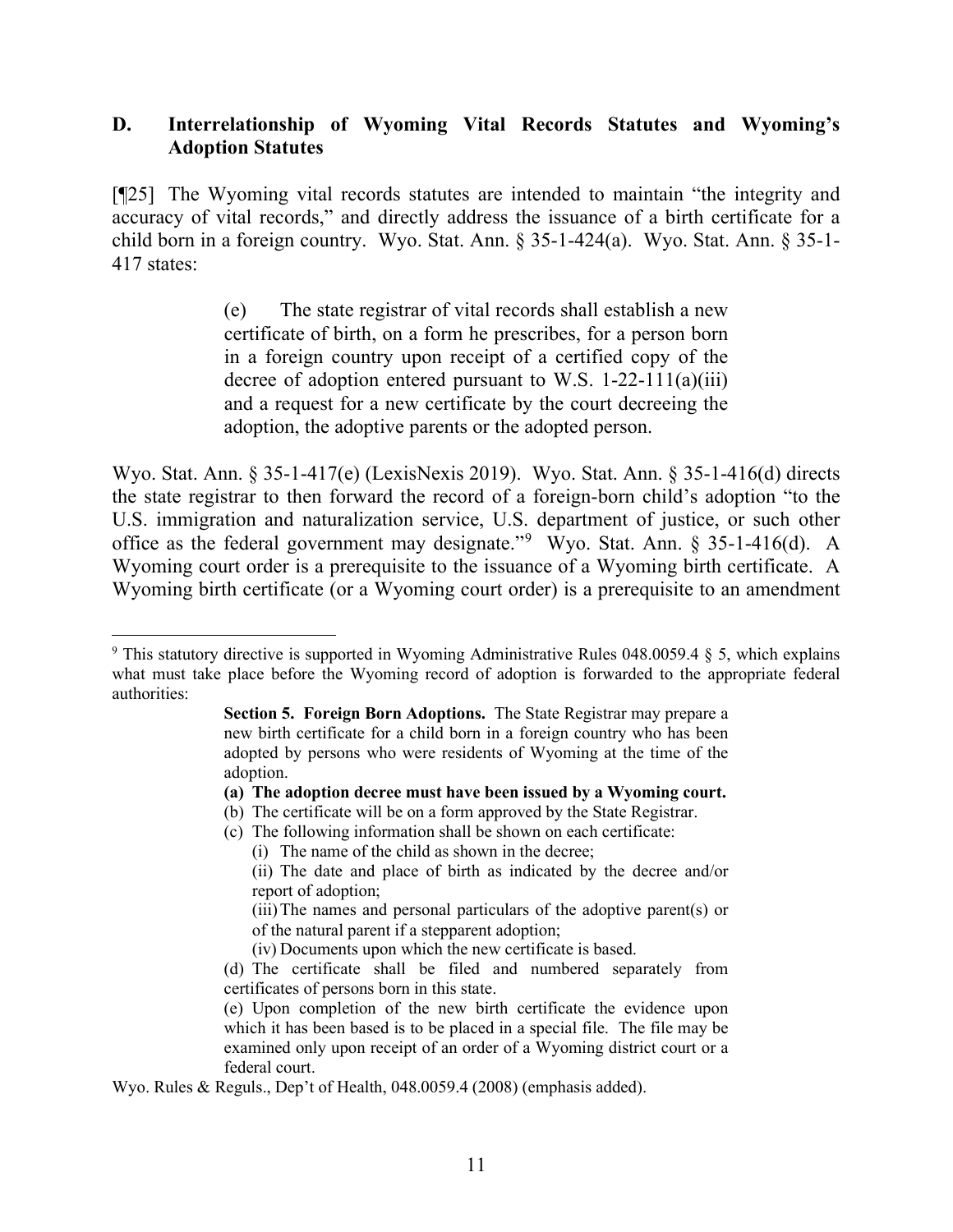## D. Interrelationship of Wyoming Vital Records Statutes and Wyoming's Adoption Statutes

[¶25] The Wyoming vital records statutes are intended to maintain "the integrity and accuracy of vital records," and directly address the issuance of a birth certificate for a child born in a foreign country. Wyo. Stat. Ann. § 35-1-424(a). Wyo. Stat. Ann. § 35-1-417 states:

> (e) The state registrar of vital records shall establish a new certificate of birth, on a form he prescribes, for a person born in a foreign country upon receipt of a certified copy of the decree of adoption entered pursuant to W.S. 1-22-111(a)(iii) and a request for a new certificate by the court decreeing the adoption, the adoptive parents or the adopted person.

Wyo. Stat. Ann. § 35-1-417(e) (LexisNexis 2019). Wyo. Stat. Ann. § 35-1-416(d) directs the state registrar to then forward the record of a foreign-born child's adoption "to the U.S. immigration and naturalization service, U.S. department of justice, or such other office as the federal government may designate."[9] Wyo. Stat. Ann. § 35-1-416(d). A Wyoming court order is a prerequisite to the issuance of a Wyoming birth certificate. A Wyoming birth certificate (or a Wyoming court order) is a prerequisite to an amendment

---

[9] This statutory directive is supported in Wyoming Administrative Rules 048.0059.4 § 5, which explains what must take place before the Wyoming record of adoption is forwarded to the appropriate federal authorities:

> **Section 5. Foreign Born Adoptions.** The State Registrar may prepare a new birth certificate for a child born in a foreign country who has been adopted by persons who were residents of Wyoming at the time of the adoption.
>
> **(a) The adoption decree must have been issued by a Wyoming court.**
>
> (b) The certificate will be on a form approved by the State Registrar.
>
> (c) The following information shall be shown on each certificate:
>
> (i) The name of the child as shown in the decree;
>
> (ii) The date and place of birth as indicated by the decree and/or report of adoption;
>
> (iii) The names and personal particulars of the adoptive parent(s) or of the natural parent if a stepparent adoption;
>
> (iv) Documents upon which the new certificate is based.
>
> (d) The certificate shall be filed and numbered separately from certificates of persons born in this state.
>
> (e) Upon completion of the new birth certificate the evidence upon which it has been based is to be placed in a special file. The file may be examined only upon receipt of an order of a Wyoming district court or a federal court.

Wyo. Rules & Reguls., Dep't of Health, 048.0059.4 (2008) (emphasis added).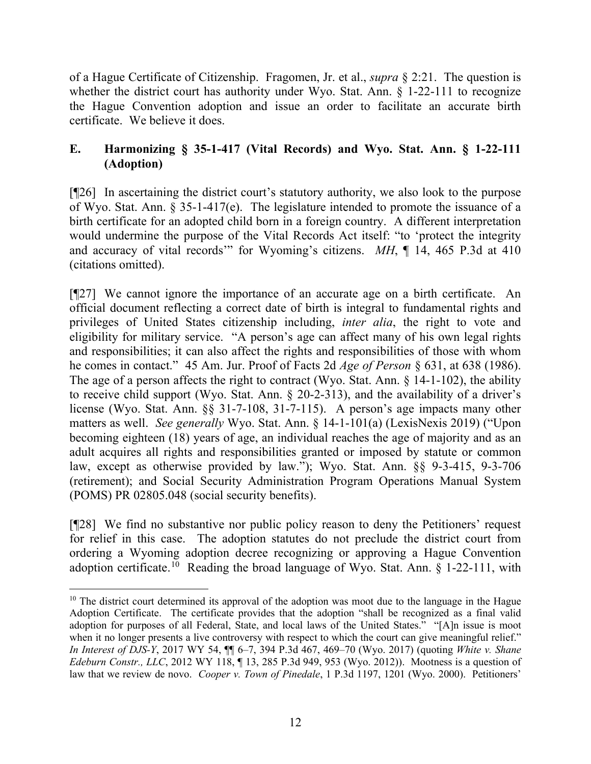of a Hague Certificate of Citizenship. Fragomen, Jr. et al., *supra* § 2:21. The question is whether the district court has authority under Wyo. Stat. Ann. § 1-22-111 to recognize the Hague Convention adoption and issue an order to facilitate an accurate birth certificate. We believe it does.

## E. Harmonizing § 35-1-417 (Vital Records) and Wyo. Stat. Ann. § 1-22-111 (Adoption)

[¶26] In ascertaining the district court's statutory authority, we also look to the purpose of Wyo. Stat. Ann. § 35-1-417(e). The legislature intended to promote the issuance of a birth certificate for an adopted child born in a foreign country. A different interpretation would undermine the purpose of the Vital Records Act itself: "to 'protect the integrity and accuracy of vital records'" for Wyoming's citizens. *MH*, ¶ 14, 465 P.3d at 410 (citations omitted).

[¶27] We cannot ignore the importance of an accurate age on a birth certificate. An official document reflecting a correct date of birth is integral to fundamental rights and privileges of United States citizenship including, *inter alia*, the right to vote and eligibility for military service. "A person's age can affect many of his own legal rights and responsibilities; it can also affect the rights and responsibilities of those with whom he comes in contact." 45 Am. Jur. Proof of Facts 2d *Age of Person* § 631, at 638 (1986). The age of a person affects the right to contract (Wyo. Stat. Ann. § 14-1-102), the ability to receive child support (Wyo. Stat. Ann. § 20-2-313), and the availability of a driver's license (Wyo. Stat. Ann. §§ 31-7-108, 31-7-115). A person's age impacts many other matters as well. *See generally* Wyo. Stat. Ann. § 14-1-101(a) (LexisNexis 2019) ("Upon becoming eighteen (18) years of age, an individual reaches the age of majority and as an adult acquires all rights and responsibilities granted or imposed by statute or common law, except as otherwise provided by law."); Wyo. Stat. Ann. §§ 9-3-415, 9-3-706 (retirement); and Social Security Administration Program Operations Manual System (POMS) PR 02805.048 (social security benefits).

[¶28] We find no substantive nor public policy reason to deny the Petitioners' request for relief in this case. The adoption statutes do not preclude the district court from ordering a Wyoming adoption decree recognizing or approving a Hague Convention adoption certificate.[10] Reading the broad language of Wyo. Stat. Ann. § 1-22-111, with

[10] The district court determined its approval of the adoption was moot due to the language in the Hague Adoption Certificate. The certificate provides that the adoption "shall be recognized as a final valid adoption for purposes of all Federal, State, and local laws of the United States." "[A]n issue is moot when it no longer presents a live controversy with respect to which the court can give meaningful relief." *In Interest of DJS-Y*, 2017 WY 54, ¶¶ 6–7, 394 P.3d 467, 469–70 (Wyo. 2017) (quoting *White v. Shane Edeburn Constr., LLC*, 2012 WY 118, ¶ 13, 285 P.3d 949, 953 (Wyo. 2012)). Mootness is a question of law that we review de novo. *Cooper v. Town of Pinedale*, 1 P.3d 1197, 1201 (Wyo. 2000). Petitioners'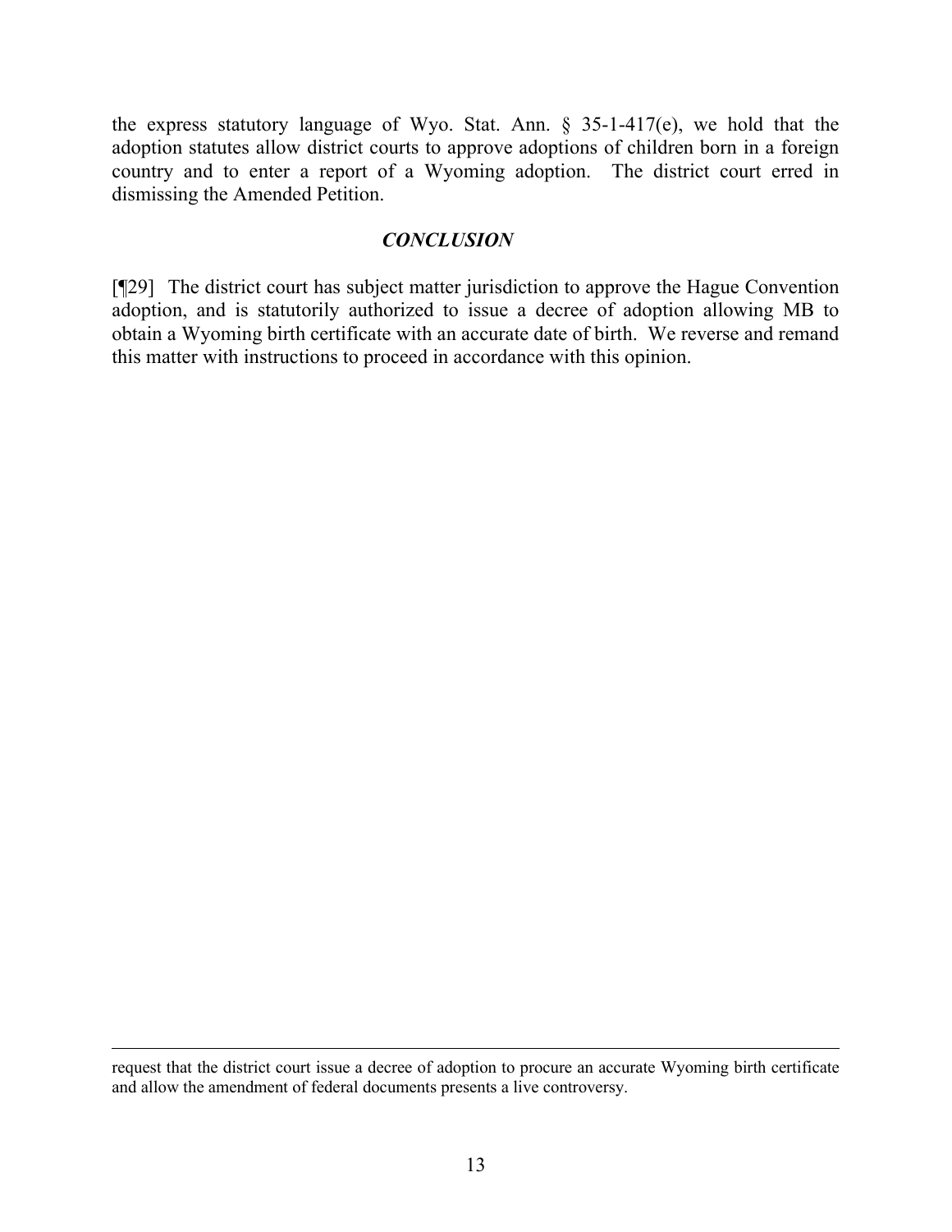the express statutory language of Wyo. Stat. Ann. § 35-1-417(e), we hold that the adoption statutes allow district courts to approve adoptions of children born in a foreign country and to enter a report of a Wyoming adoption. The district court erred in dismissing the Amended Petition.

## *CONCLUSION*

[¶29] The district court has subject matter jurisdiction to approve the Hague Convention adoption, and is statutorily authorized to issue a decree of adoption allowing MB to obtain a Wyoming birth certificate with an accurate date of birth. We reverse and remand this matter with instructions to proceed in accordance with this opinion.

---

request that the district court issue a decree of adoption to procure an accurate Wyoming birth certificate and allow the amendment of federal documents presents a live controversy.